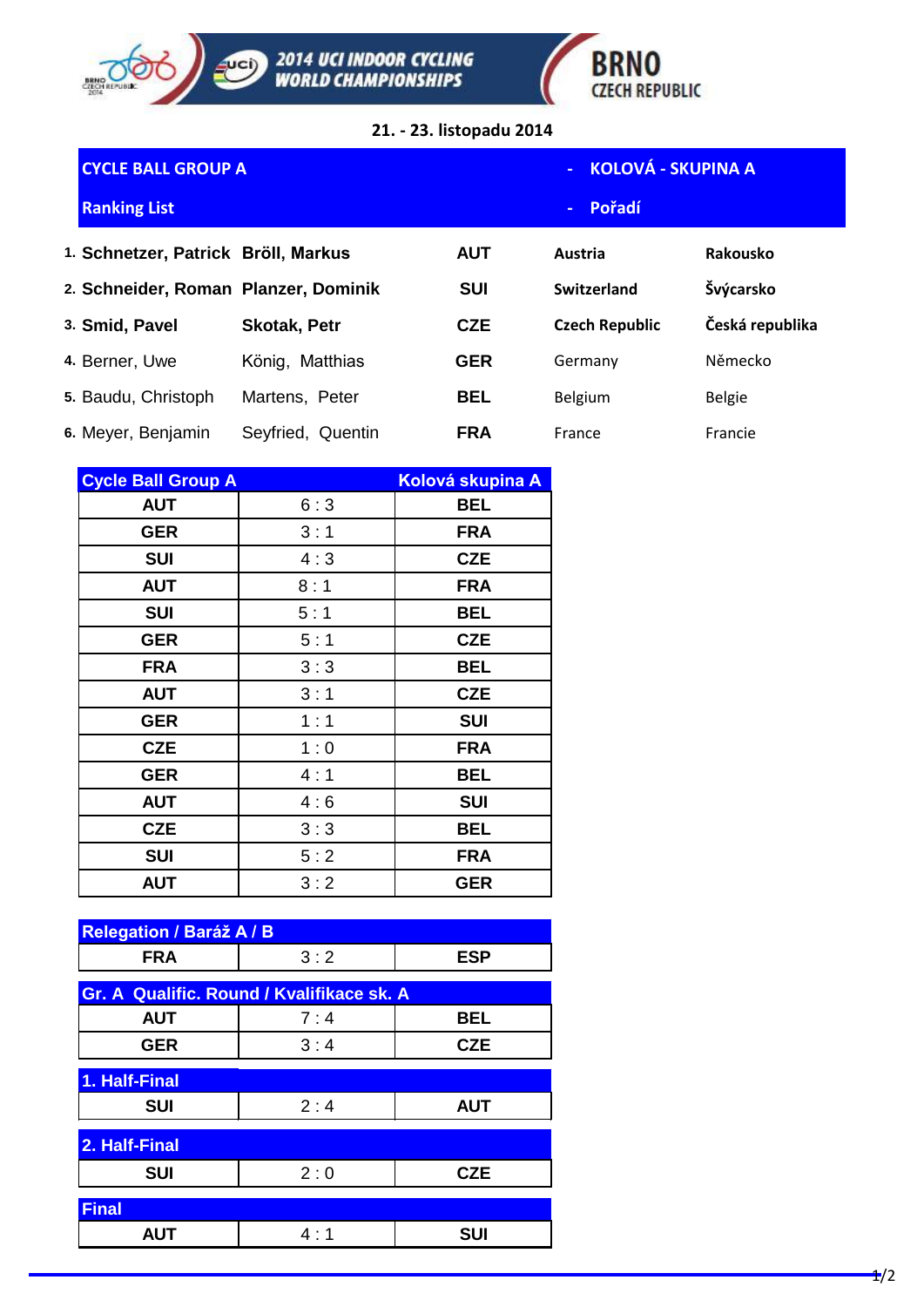# 2014 UCI INDOOR CYCLING WORLD CHAMPIONSHIPS

BRNO CZECH REPUBLIC

21. - 23. listopadu 2014

## CYCLE BALL GROUP A - KOLOVÁ - SKUPINA A

### Ranking List - Pořadí

| | | | | | |
|---|---|---|---|---|---|
| 1. | **Schnetzer, Patrick** | **Bröll, Markus** | **AUT** | **Austria** | **Rakousko** |
| 2. | **Schneider, Roman** | **Planzer, Dominik** | **SUI** | **Switzerland** | **Švýcarsko** |
| 3. | **Smid, Pavel** | **Skotak, Petr** | **CZE** | **Czech Republic** | **Česká republika** |
| 4. | Berner, Uwe | König, Matthias | **GER** | Germany | Německo |
| 5. | Baudu, Christoph | Martens, Peter | **BEL** | Belgium | Belgie |
| 6. | Meyer, Benjamin | Seyfried, Quentin | **FRA** | France | Francie |

| Cycle Ball Group A | | Kolová skupina A |
|---|---|---|
| AUT | 6 : 3 | BEL |
| GER | 3 : 1 | FRA |
| SUI | 4 : 3 | CZE |
| AUT | 8 : 1 | FRA |
| SUI | 5 : 1 | BEL |
| GER | 5 : 1 | CZE |
| FRA | 3 : 3 | BEL |
| AUT | 3 : 1 | CZE |
| GER | 1 : 1 | SUI |
| CZE | 1 : 0 | FRA |
| GER | 4 : 1 | BEL |
| AUT | 4 : 6 | SUI |
| CZE | 3 : 3 | BEL |
| SUI | 5 : 2 | FRA |
| AUT | 3 : 2 | GER |

| Relegation / Baráž A / B | | |
|---|---|---|
| FRA | 3 : 2 | ESP |

| Gr. A Qualific. Round / Kvalifikace sk. A | | |
|---|---|---|
| AUT | 7 : 4 | BEL |
| GER | 3 : 4 | CZE |

| 1. Half-Final | | |
|---|---|---|
| SUI | 2 : 4 | AUT |

| 2. Half-Final | | |
|---|---|---|
| SUI | 2 : 0 | CZE |

| Final | | |
|---|---|---|
| AUT | 4 : 1 | SUI |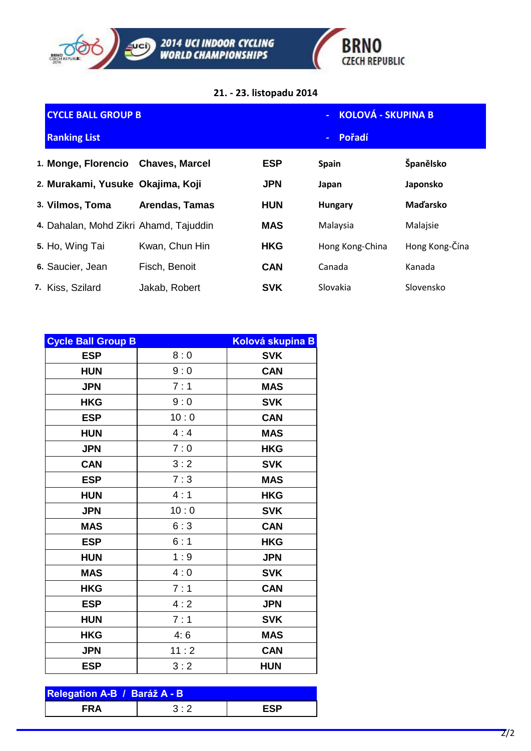# 2014 UCI INDOOR CYCLING WORLD CHAMPIONSHIPS

BRNO CZECH REPUBLIC

**21. - 23. listopadu 2014**

## CYCLE BALL GROUP B - KOLOVÁ - SKUPINA B

### Ranking List - Pořadí

| | | | | | |
|---|---|---|---|---|---|
| 1. | **Monge, Florencio** | **Chaves, Marcel** | **ESP** | **Spain** | **Španělsko** |
| 2. | **Murakami, Yusuke** | **Okajima, Koji** | **JPN** | **Japan** | **Japonsko** |
| 3. | **Vilmos, Toma** | **Arendas, Tamas** | **HUN** | **Hungary** | **Maďarsko** |
| 4. | Dahalan, Mohd Zikri | Ahamd, Tajuddin | **MAS** | Malaysia | Malajsie |
| 5. | Ho, Wing Tai | Kwan, Chun Hin | **HKG** | Hong Kong-China | Hong Kong-Čína |
| 6. | Saucier, Jean | Fisch, Benoit | **CAN** | Canada | Kanada |
| 7. | Kiss, Szilard | Jakab, Robert | **SVK** | Slovakia | Slovensko |

| Cycle Ball Group B | | Kolová skupina B |
|---|---|---|
| ESP | 8 : 0 | SVK |
| HUN | 9 : 0 | CAN |
| JPN | 7 : 1 | MAS |
| HKG | 9 : 0 | SVK |
| ESP | 10 : 0 | CAN |
| HUN | 4 : 4 | MAS |
| JPN | 7 : 0 | HKG |
| CAN | 3 : 2 | SVK |
| ESP | 7 : 3 | MAS |
| HUN | 4 : 1 | HKG |
| JPN | 10 : 0 | SVK |
| MAS | 6 : 3 | CAN |
| ESP | 6 : 1 | HKG |
| HUN | 1 : 9 | JPN |
| MAS | 4 : 0 | SVK |
| HKG | 7 : 1 | CAN |
| ESP | 4 : 2 | JPN |
| HUN | 7 : 1 | SVK |
| HKG | 4: 6 | MAS |
| JPN | 11 : 2 | CAN |
| ESP | 3 : 2 | HUN |

| Relegation A-B / Baráž A - B | | |
|---|---|---|
| FRA | 3 : 2 | ESP |